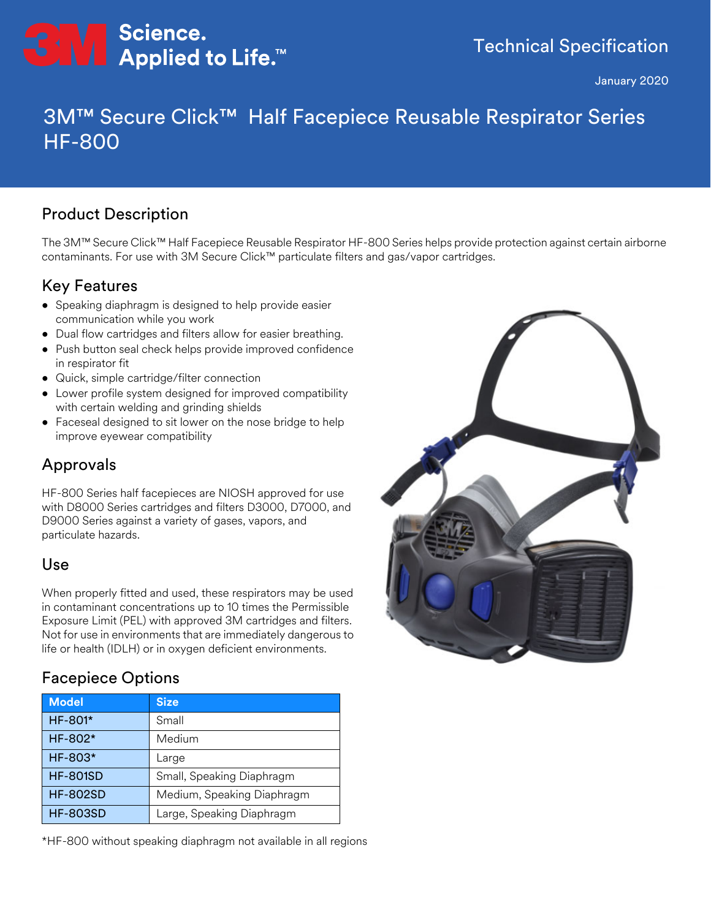3M Science. Applied to Life.™

Technical Specification

January 2020

# 3M™ Secure Click™ Half Facepiece Reusable Respirator Series HF-800

## Product Description

The 3M™ Secure Click™ Half Facepiece Reusable Respirator HF-800 Series helps provide protection against certain airborne contaminants. For use with 3M Secure Click™ particulate filters and gas/vapor cartridges.

## Key Features

- Speaking diaphragm is designed to help provide easier communication while you work
- Dual flow cartridges and filters allow for easier breathing.
- Push button seal check helps provide improved confidence in respirator fit
- Quick, simple cartridge/filter connection
- Lower profile system designed for improved compatibility with certain welding and grinding shields
- Faceseal designed to sit lower on the nose bridge to help improve eyewear compatibility

## Approvals

HF-800 Series half facepieces are NIOSH approved for use with D8000 Series cartridges and filters D3000, D7000, and D9000 Series against a variety of gases, vapors, and particulate hazards.

## Use

When properly fitted and used, these respirators may be used in contaminant concentrations up to 10 times the Permissible Exposure Limit (PEL) with approved 3M cartridges and filters. Not for use in environments that are immediately dangerous to life or health (IDLH) or in oxygen deficient environments.

## Facepiece Options

| Model | Size |
|---|---|
| HF-801* | Small |
| HF-802* | Medium |
| HF-803* | Large |
| HF-801SD | Small, Speaking Diaphragm |
| HF-802SD | Medium, Speaking Diaphragm |
| HF-803SD | Large, Speaking Diaphragm |

*HF-800 without speaking diaphragm not available in all regions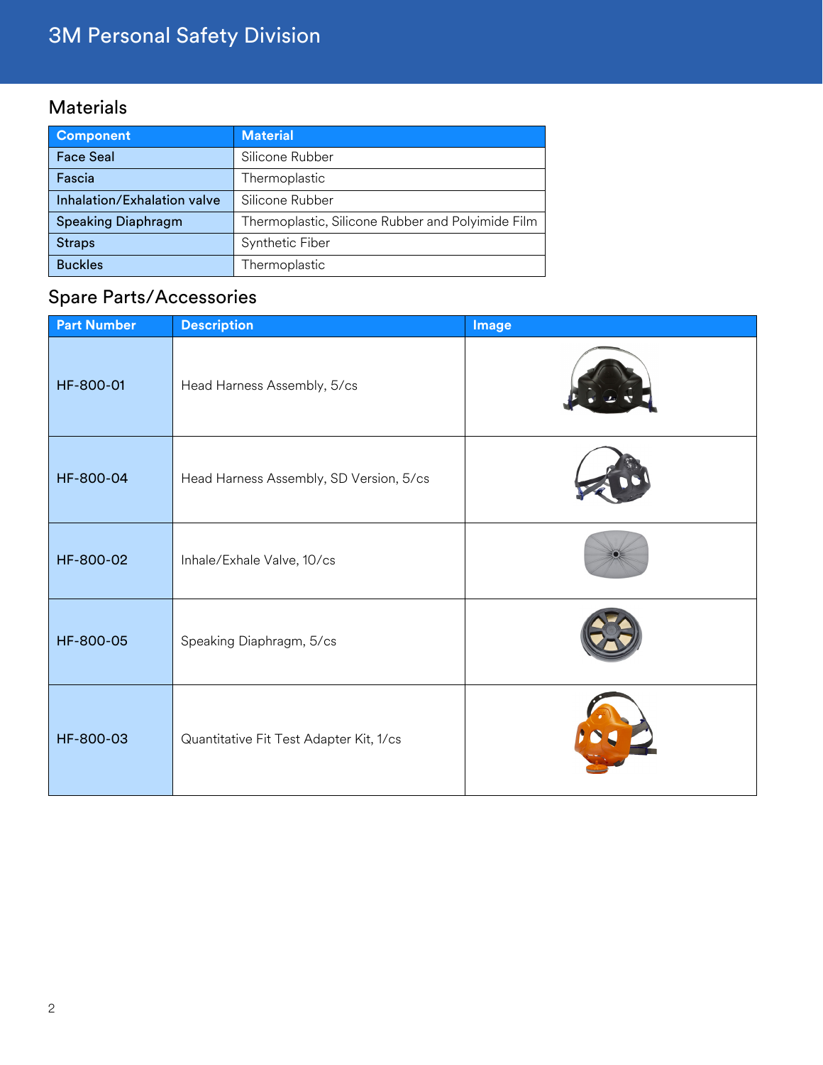## Materials

| Component | Material |
| --- | --- |
| Face Seal | Silicone Rubber |
| Fascia | Thermoplastic |
| Inhalation/Exhalation valve | Silicone Rubber |
| Speaking Diaphragm | Thermoplastic, Silicone Rubber and Polyimide Film |
| Straps | Synthetic Fiber |
| Buckles | Thermoplastic |

## Spare Parts/Accessories

| Part Number | Description | Image |
| --- | --- | --- |
| HF-800-01 | Head Harness Assembly, 5/cs | |
| HF-800-04 | Head Harness Assembly, SD Version, 5/cs | |
| HF-800-02 | Inhale/Exhale Valve, 10/cs | |
| HF-800-05 | Speaking Diaphragm, 5/cs | |
| HF-800-03 | Quantitative Fit Test Adapter Kit, 1/cs | |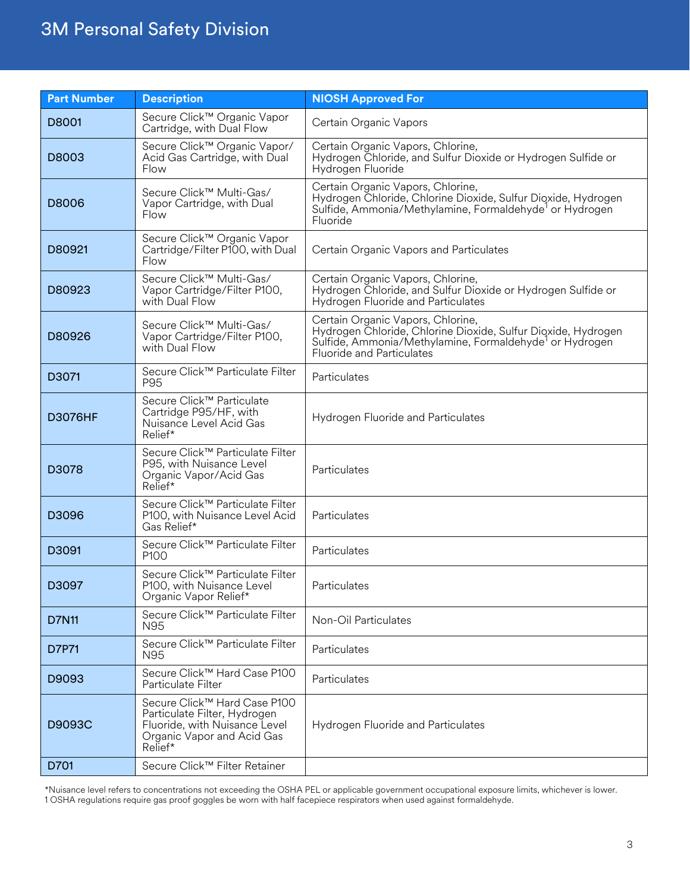| Part Number | Description | NIOSH Approved For |
|---|---|---|
| D8001 | Secure Click™ Organic Vapor Cartridge, with Dual Flow | Certain Organic Vapors |
| D8003 | Secure Click™ Organic Vapor/Acid Gas Cartridge, with Dual Flow | Certain Organic Vapors, Chlorine, Hydrogen Chloride, and Sulfur Dioxide or Hydrogen Sulfide or Hydrogen Fluoride |
| D8006 | Secure Click™ Multi-Gas/Vapor Cartridge, with Dual Flow | Certain Organic Vapors, Chlorine, Hydrogen Chloride, Chlorine Dioxide, Sulfur Dioxide, Hydrogen Sulfide, Ammonia/Methylamine, Formaldehyde[1] or Hydrogen Fluoride |
| D80921 | Secure Click™ Organic Vapor Cartridge/Filter P100, with Dual Flow | Certain Organic Vapors and Particulates |
| D80923 | Secure Click™ Multi-Gas/Vapor Cartridge/Filter P100, with Dual Flow | Certain Organic Vapors, Chlorine, Hydrogen Chloride, and Sulfur Dioxide or Hydrogen Sulfide or Hydrogen Fluoride and Particulates |
| D80926 | Secure Click™ Multi-Gas/Vapor Cartridge/Filter P100, with Dual Flow | Certain Organic Vapors, Chlorine, Hydrogen Chloride, Chlorine Dioxide, Sulfur Dioxide, Hydrogen Sulfide, Ammonia/Methylamine, Formaldehyde[1] or Hydrogen Fluoride and Particulates |
| D3071 | Secure Click™ Particulate Filter P95 | Particulates |
| D3076HF | Secure Click™ Particulate Cartridge P95/HF, with Nuisance Level Acid Gas Relief* | Hydrogen Fluoride and Particulates |
| D3078 | Secure Click™ Particulate Filter P95, with Nuisance Level Organic Vapor/Acid Gas Relief* | Particulates |
| D3096 | Secure Click™ Particulate Filter P100, with Nuisance Level Acid Gas Relief* | Particulates |
| D3091 | Secure Click™ Particulate Filter P100 | Particulates |
| D3097 | Secure Click™ Particulate Filter P100, with Nuisance Level Organic Vapor Relief* | Particulates |
| D7N11 | Secure Click™ Particulate Filter N95 | Non-Oil Particulates |
| D7P71 | Secure Click™ Particulate Filter N95 | Particulates |
| D9093 | Secure Click™ Hard Case P100 Particulate Filter | Particulates |
| D9093C | Secure Click™ Hard Case P100 Particulate Filter, Hydrogen Fluoride, with Nuisance Level Organic Vapor and Acid Gas Relief* | Hydrogen Fluoride and Particulates |
| D701 | Secure Click™ Filter Retainer | |

*Nuisance level refers to concentrations not exceeding the OSHA PEL or applicable government occupational exposure limits, whichever is lower.
1 OSHA regulations require gas proof goggles be worn with half facepiece respirators when used against formaldehyde.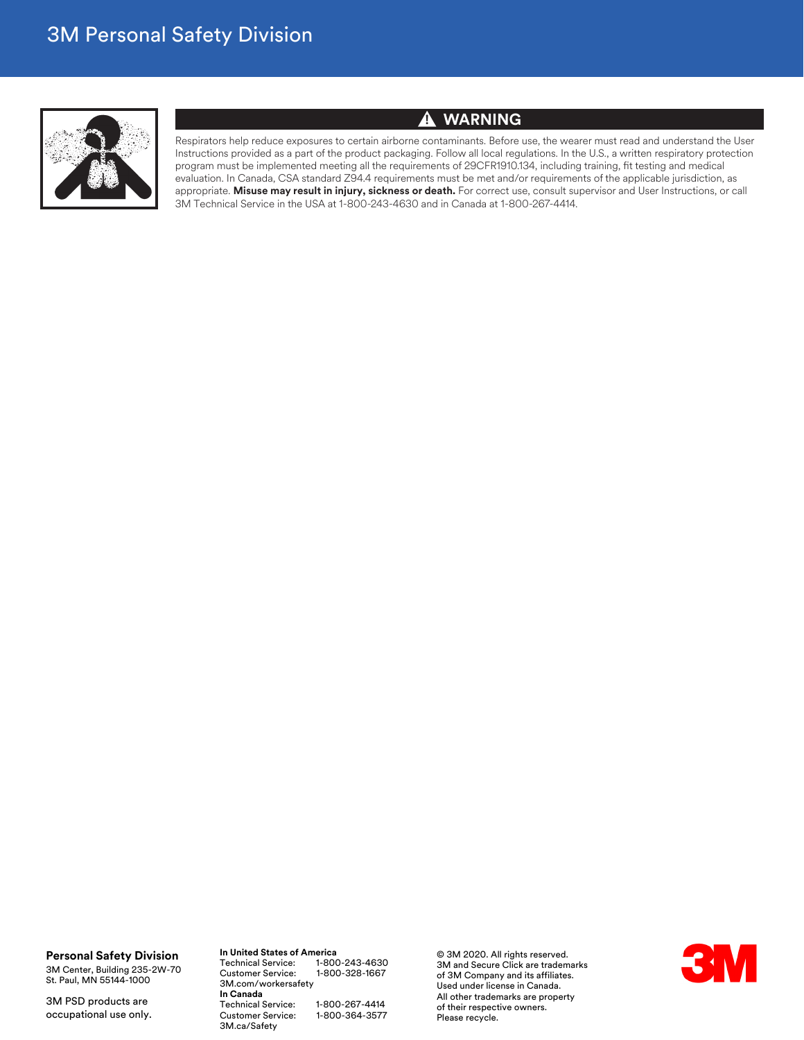# 3M Personal Safety Division

## ⚠ WARNING

Respirators help reduce exposures to certain airborne contaminants. Before use, the wearer must read and understand the User Instructions provided as a part of the product packaging. Follow all local regulations. In the U.S., a written respiratory protection program must be implemented meeting all the requirements of 29CFR1910.134, including training, fit testing and medical evaluation. In Canada, CSA standard Z94.4 requirements must be met and/or requirements of the applicable jurisdiction, as appropriate. **Misuse may result in injury, sickness or death.** For correct use, consult supervisor and User Instructions, or call 3M Technical Service in the USA at 1-800-243-4630 and in Canada at 1-800-267-4414.

**Personal Safety Division**
3M Center, Building 235-2W-70
St. Paul, MN 55144-1000

3M PSD products are occupational use only.

**In United States of America**
Technical Service: 1-800-243-4630
Customer Service: 1-800-328-1667
3M.com/workersafety

**In Canada**
Technical Service: 1-800-267-4414
Customer Service: 1-800-364-3577
3M.ca/Safety

© 3M 2020. All rights reserved.
3M and Secure Click are trademarks of 3M Company and its affiliates.
Used under license in Canada.
All other trademarks are property of their respective owners.
Please recycle.

3M